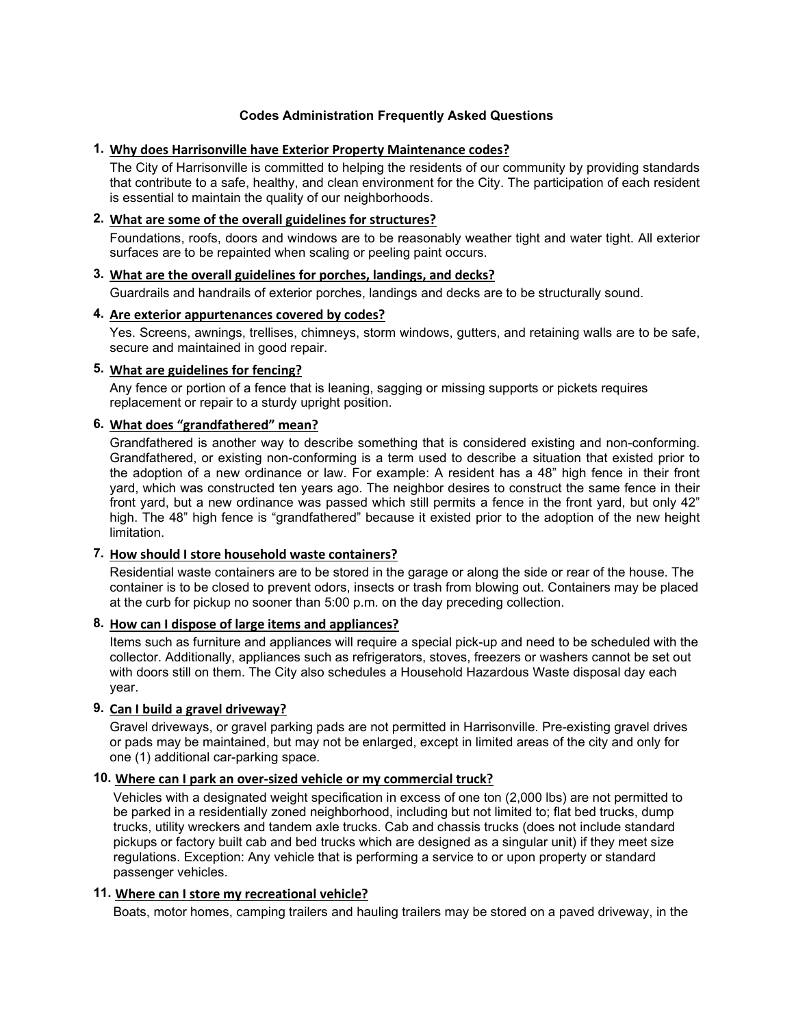# Codes Administration Frequently Asked Questions

## 1. Why does Harrisonville have Exterior Property Maintenance codes?

The City of Harrisonville is committed to helping the residents of our community by providing standards that contribute to a safe, healthy, and clean environment for the City. The participation of each resident is essential to maintain the quality of our neighborhoods.

## 2. What are some of the overall guidelines for structures?

Foundations, roofs, doors and windows are to be reasonably weather tight and water tight. All exterior surfaces are to be repainted when scaling or peeling paint occurs.

## 3. What are the overall guidelines for porches, landings, and decks?

Guardrails and handrails of exterior porches, landings and decks are to be structurally sound.

## 4. Are exterior appurtenances covered by codes?

Yes. Screens, awnings, trellises, chimneys, storm windows, gutters, and retaining walls are to be safe, secure and maintained in good repair.

## 5. What are guidelines for fencing?

Any fence or portion of a fence that is leaning, sagging or missing supports or pickets requires replacement or repair to a sturdy upright position.

## 6. What does "grandfathered" mean?

Grandfathered is another way to describe something that is considered existing and non-conforming. Grandfathered, or existing non-conforming is a term used to describe a situation that existed prior to the adoption of a new ordinance or law. For example: A resident has a 48" high fence in their front yard, which was constructed ten years ago. The neighbor desires to construct the same fence in their front yard, but a new ordinance was passed which still permits a fence in the front yard, but only 42" high. The 48" high fence is "grandfathered" because it existed prior to the adoption of the new height limitation.

## 7. How should I store household waste containers?

Residential waste containers are to be stored in the garage or along the side or rear of the house. The container is to be closed to prevent odors, insects or trash from blowing out. Containers may be placed at the curb for pickup no sooner than 5:00 p.m. on the day preceding collection.

## 8. How can I dispose of large items and appliances?

Items such as furniture and appliances will require a special pick-up and need to be scheduled with the collector. Additionally, appliances such as refrigerators, stoves, freezers or washers cannot be set out with doors still on them. The City also schedules a Household Hazardous Waste disposal day each year.

## 9. Can I build a gravel driveway?

Gravel driveways, or gravel parking pads are not permitted in Harrisonville. Pre-existing gravel drives or pads may be maintained, but may not be enlarged, except in limited areas of the city and only for one (1) additional car-parking space.

## 10. Where can I park an over-sized vehicle or my commercial truck?

Vehicles with a designated weight specification in excess of one ton (2,000 lbs) are not permitted to be parked in a residentially zoned neighborhood, including but not limited to; flat bed trucks, dump trucks, utility wreckers and tandem axle trucks. Cab and chassis trucks (does not include standard pickups or factory built cab and bed trucks which are designed as a singular unit) if they meet size regulations. Exception: Any vehicle that is performing a service to or upon property or standard passenger vehicles.

## 11. Where can I store my recreational vehicle?

Boats, motor homes, camping trailers and hauling trailers may be stored on a paved driveway, in the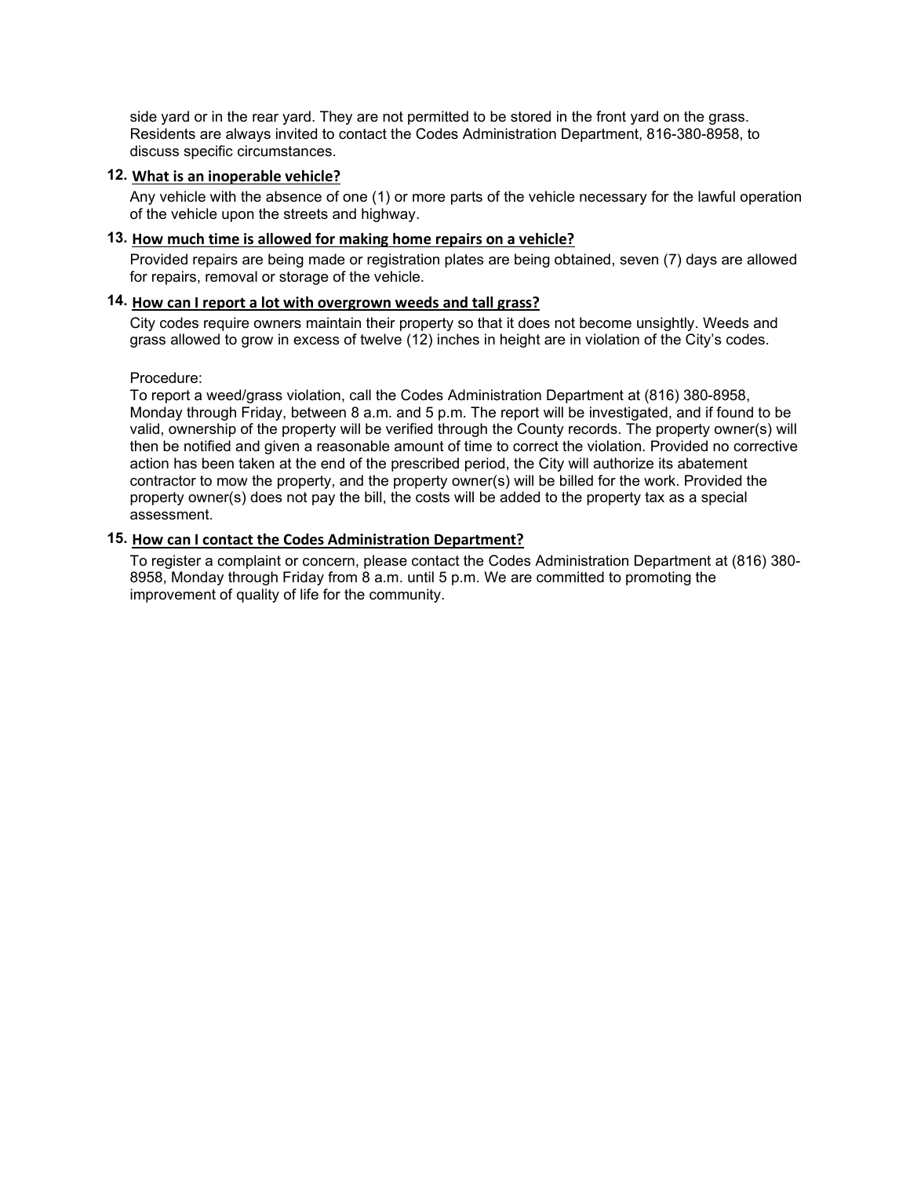side yard or in the rear yard. They are not permitted to be stored in the front yard on the grass. Residents are always invited to contact the Codes Administration Department, 816-380-8958, to discuss specific circumstances.

### 12. What is an inoperable vehicle?

Any vehicle with the absence of one (1) or more parts of the vehicle necessary for the lawful operation of the vehicle upon the streets and highway.

### 13. How much time is allowed for making home repairs on a vehicle?

Provided repairs are being made or registration plates are being obtained, seven (7) days are allowed for repairs, removal or storage of the vehicle.

### 14. How can I report a lot with overgrown weeds and tall grass?

City codes require owners maintain their property so that it does not become unsightly. Weeds and grass allowed to grow in excess of twelve (12) inches in height are in violation of the City's codes.

Procedure:
To report a weed/grass violation, call the Codes Administration Department at (816) 380-8958, Monday through Friday, between 8 a.m. and 5 p.m. The report will be investigated, and if found to be valid, ownership of the property will be verified through the County records. The property owner(s) will then be notified and given a reasonable amount of time to correct the violation. Provided no corrective action has been taken at the end of the prescribed period, the City will authorize its abatement contractor to mow the property, and the property owner(s) will be billed for the work. Provided the property owner(s) does not pay the bill, the costs will be added to the property tax as a special assessment.

### 15. How can I contact the Codes Administration Department?

To register a complaint or concern, please contact the Codes Administration Department at (816) 380-8958, Monday through Friday from 8 a.m. until 5 p.m. We are committed to promoting the improvement of quality of life for the community.